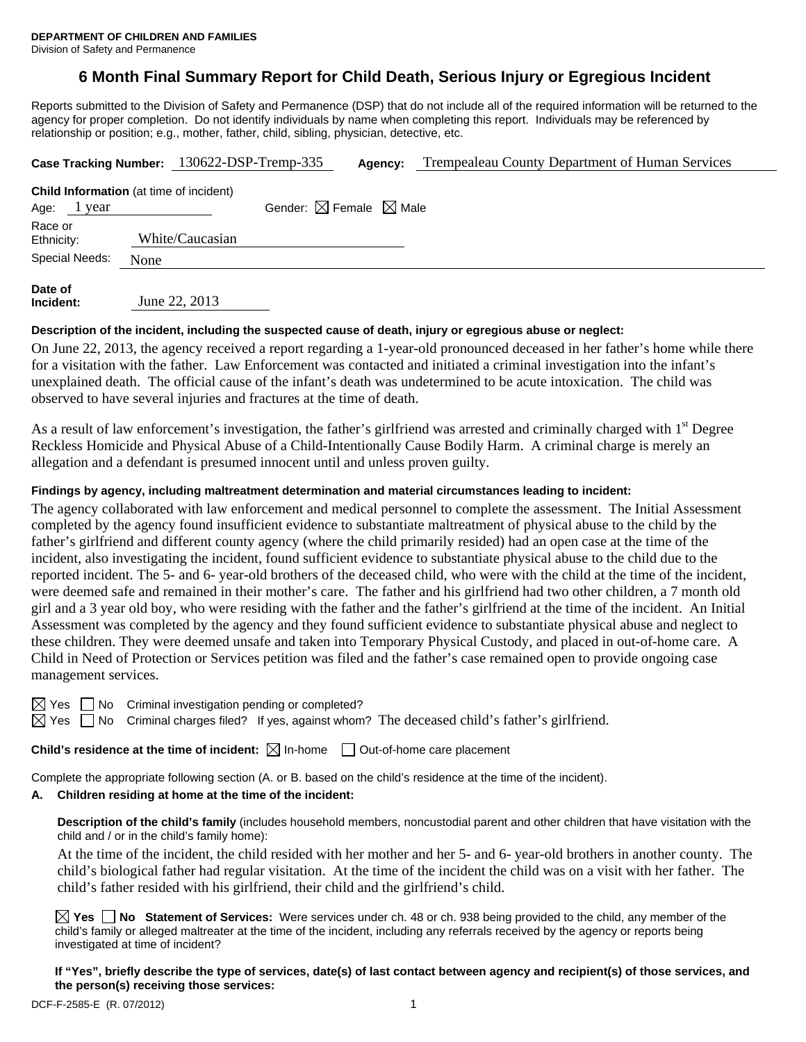**DEPARTMENT OF CHILDREN AND FAMILIES**
Division of Safety and Permanence

# 6 Month Final Summary Report for Child Death, Serious Injury or Egregious Incident

Reports submitted to the Division of Safety and Permanence (DSP) that do not include all of the required information will be returned to the agency for proper completion. Do not identify individuals by name when completing this report. Individuals may be referenced by relationship or position; e.g., mother, father, child, sibling, physician, detective, etc.

**Case Tracking Number:** 130622-DSP-Tremp-335 **Agency:** Trempealeau County Department of Human Services

**Child Information** (at time of incident)

Age: 1 year Gender: ☒ Female ☒ Male

Race or Ethnicity: White/Caucasian

Special Needs: None

**Date of Incident:** June 22, 2013

**Description of the incident, including the suspected cause of death, injury or egregious abuse or neglect:**

On June 22, 2013, the agency received a report regarding a 1-year-old pronounced deceased in her father's home while there for a visitation with the father. Law Enforcement was contacted and initiated a criminal investigation into the infant's unexplained death. The official cause of the infant's death was undetermined to be acute intoxication. The child was observed to have several injuries and fractures at the time of death.

As a result of law enforcement's investigation, the father's girlfriend was arrested and criminally charged with 1st Degree Reckless Homicide and Physical Abuse of a Child-Intentionally Cause Bodily Harm. A criminal charge is merely an allegation and a defendant is presumed innocent until and unless proven guilty.

**Findings by agency, including maltreatment determination and material circumstances leading to incident:**

The agency collaborated with law enforcement and medical personnel to complete the assessment. The Initial Assessment completed by the agency found insufficient evidence to substantiate maltreatment of physical abuse to the child by the father's girlfriend and different county agency (where the child primarily resided) had an open case at the time of the incident, also investigating the incident, found sufficient evidence to substantiate physical abuse to the child due to the reported incident. The 5- and 6- year-old brothers of the deceased child, who were with the child at the time of the incident, were deemed safe and remained in their mother's care. The father and his girlfriend had two other children, a 7 month old girl and a 3 year old boy, who were residing with the father and the father's girlfriend at the time of the incident. An Initial Assessment was completed by the agency and they found sufficient evidence to substantiate physical abuse and neglect to these children. They were deemed unsafe and taken into Temporary Physical Custody, and placed in out-of-home care. A Child in Need of Protection or Services petition was filed and the father's case remained open to provide ongoing case management services.

☒ Yes ☐ No Criminal investigation pending or completed?

☒ Yes ☐ No Criminal charges filed? If yes, against whom? The deceased child's father's girlfriend.

**Child's residence at the time of incident:** ☒ In-home ☐ Out-of-home care placement

Complete the appropriate following section (A. or B. based on the child's residence at the time of the incident).

**A. Children residing at home at the time of the incident:**

**Description of the child's family** (includes household members, noncustodial parent and other children that have visitation with the child and / or in the child's family home):

At the time of the incident, the child resided with her mother and her 5- and 6- year-old brothers in another county. The child's biological father had regular visitation. At the time of the incident the child was on a visit with her father. The child's father resided with his girlfriend, their child and the girlfriend's child.

☒ **Yes** ☐ **No Statement of Services:** Were services under ch. 48 or ch. 938 being provided to the child, any member of the child's family or alleged maltreater at the time of the incident, including any referrals received by the agency or reports being investigated at time of incident?

**If "Yes", briefly describe the type of services, date(s) of last contact between agency and recipient(s) of those services, and the person(s) receiving those services:**

DCF-F-2585-E (R. 07/2012)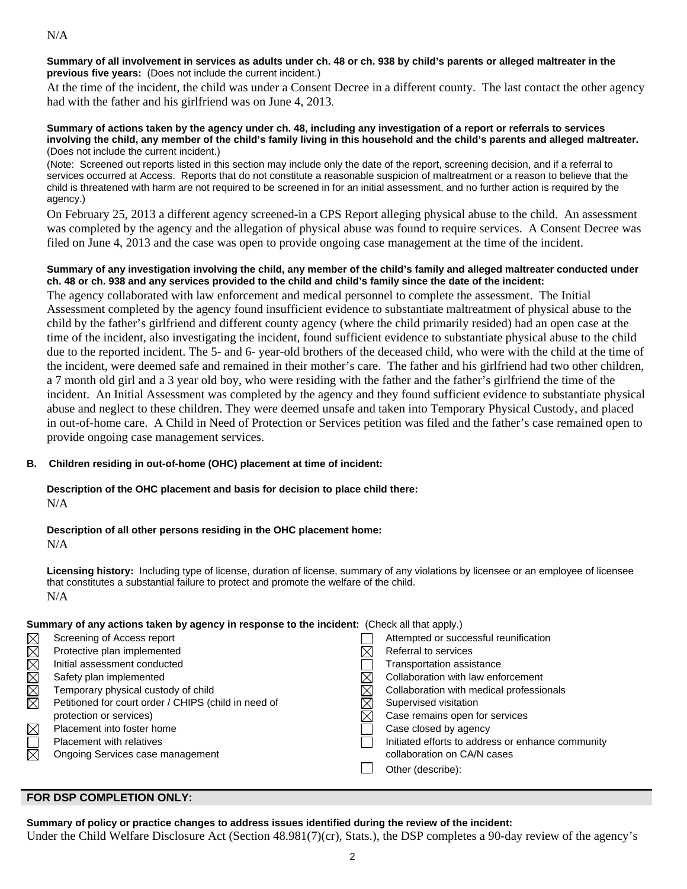N/A

**Summary of all involvement in services as adults under ch. 48 or ch. 938 by child's parents or alleged maltreater in the previous five years:** (Does not include the current incident.)

At the time of the incident, the child was under a Consent Decree in a different county. The last contact the other agency had with the father and his girlfriend was on June 4, 2013.

**Summary of actions taken by the agency under ch. 48, including any investigation of a report or referrals to services involving the child, any member of the child's family living in this household and the child's parents and alleged maltreater.** (Does not include the current incident.)

(Note: Screened out reports listed in this section may include only the date of the report, screening decision, and if a referral to services occurred at Access. Reports that do not constitute a reasonable suspicion of maltreatment or a reason to believe that the child is threatened with harm are not required to be screened in for an initial assessment, and no further action is required by the agency.)

On February 25, 2013 a different agency screened-in a CPS Report alleging physical abuse to the child. An assessment was completed by the agency and the allegation of physical abuse was found to require services. A Consent Decree was filed on June 4, 2013 and the case was open to provide ongoing case management at the time of the incident.

**Summary of any investigation involving the child, any member of the child's family and alleged maltreater conducted under ch. 48 or ch. 938 and any services provided to the child and child's family since the date of the incident:**

The agency collaborated with law enforcement and medical personnel to complete the assessment. The Initial Assessment completed by the agency found insufficient evidence to substantiate maltreatment of physical abuse to the child by the father's girlfriend and different county agency (where the child primarily resided) had an open case at the time of the incident, also investigating the incident, found sufficient evidence to substantiate physical abuse to the child due to the reported incident. The 5- and 6- year-old brothers of the deceased child, who were with the child at the time of the incident, were deemed safe and remained in their mother's care. The father and his girlfriend had two other children, a 7 month old girl and a 3 year old boy, who were residing with the father and the father's girlfriend the time of the incident. An Initial Assessment was completed by the agency and they found sufficient evidence to substantiate physical abuse and neglect to these children. They were deemed unsafe and taken into Temporary Physical Custody, and placed in out-of-home care. A Child in Need of Protection or Services petition was filed and the father's case remained open to provide ongoing case management services.

**B. Children residing in out-of-home (OHC) placement at time of incident:**

**Description of the OHC placement and basis for decision to place child there:**
N/A

**Description of all other persons residing in the OHC placement home:**
N/A

**Licensing history:** Including type of license, duration of license, summary of any violations by licensee or an employee of licensee that constitutes a substantial failure to protect and promote the welfare of the child.
N/A

**Summary of any actions taken by agency in response to the incident:** (Check all that apply.)

- ☒ Screening of Access report
- ☒ Protective plan implemented
- ☒ Initial assessment conducted
- ☒ Safety plan implemented
- ☒ Temporary physical custody of child
- ☒ Petitioned for court order / CHIPS (child in need of protection or services)
- ☒ Placement into foster home
- ☐ Placement with relatives
- ☒ Ongoing Services case management
- ☐ Attempted or successful reunification
- ☒ Referral to services
- ☐ Transportation assistance
- ☒ Collaboration with law enforcement
- ☒ Collaboration with medical professionals
- ☒ Supervised visitation
- ☒ Case remains open for services
- ☐ Case closed by agency
- ☐ Initiated efforts to address or enhance community collaboration on CA/N cases
- ☐ Other (describe):

## FOR DSP COMPLETION ONLY:

**Summary of policy or practice changes to address issues identified during the review of the incident:**

Under the Child Welfare Disclosure Act (Section 48.981(7)(cr), Stats.), the DSP completes a 90-day review of the agency's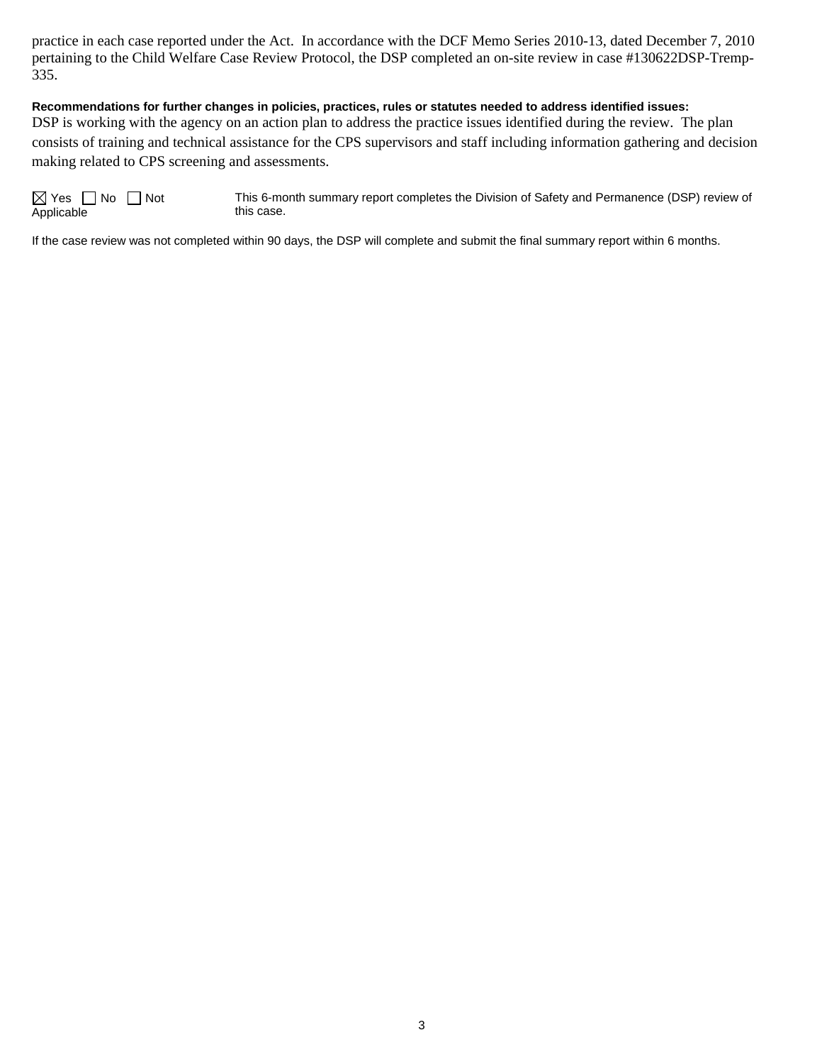practice in each case reported under the Act. In accordance with the DCF Memo Series 2010-13, dated December 7, 2010 pertaining to the Child Welfare Case Review Protocol, the DSP completed an on-site review in case #130622DSP-Tremp-335.

**Recommendations for further changes in policies, practices, rules or statutes needed to address identified issues:**

DSP is working with the agency on an action plan to address the practice issues identified during the review. The plan consists of training and technical assistance for the CPS supervisors and staff including information gathering and decision making related to CPS screening and assessments.

☒ Yes ☐ No ☐ Not Applicable — This 6-month summary report completes the Division of Safety and Permanence (DSP) review of this case.

If the case review was not completed within 90 days, the DSP will complete and submit the final summary report within 6 months.